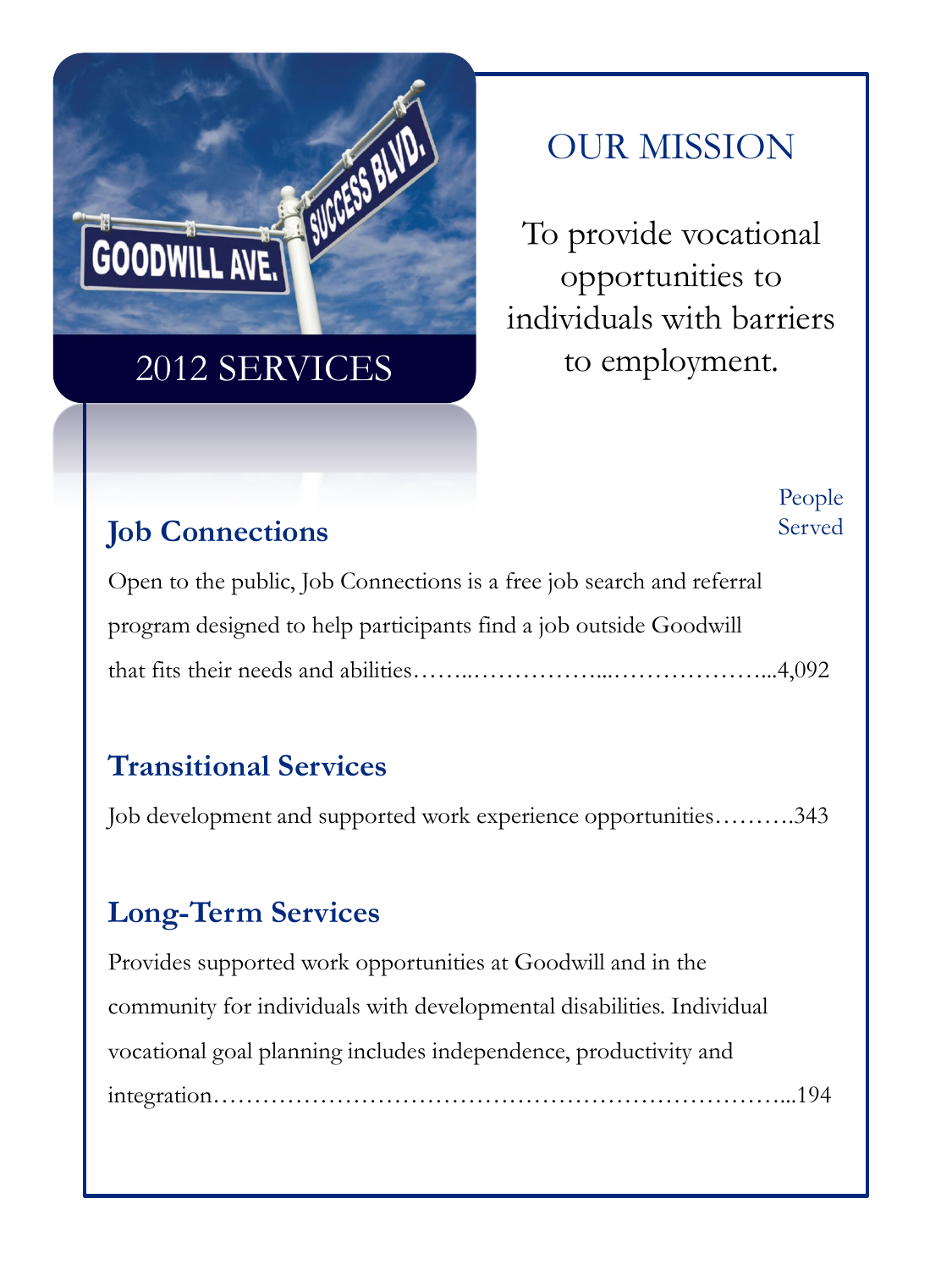GOODWILL AVE. SUCCESS BLVD.

2012 SERVICES

# OUR MISSION

To provide vocational opportunities to individuals with barriers to employment.

People Served

## Job Connections

Open to the public, Job Connections is a free job search and referral program designed to help participants find a job outside Goodwill that fits their needs and abilities……..……………...………………....4,092

## Transitional Services

Job development and supported work experience opportunities……….343

## Long-Term Services

Provides supported work opportunities at Goodwill and in the community for individuals with developmental disabilities. Individual vocational goal planning includes independence, productivity and integration…………………………………………………………....194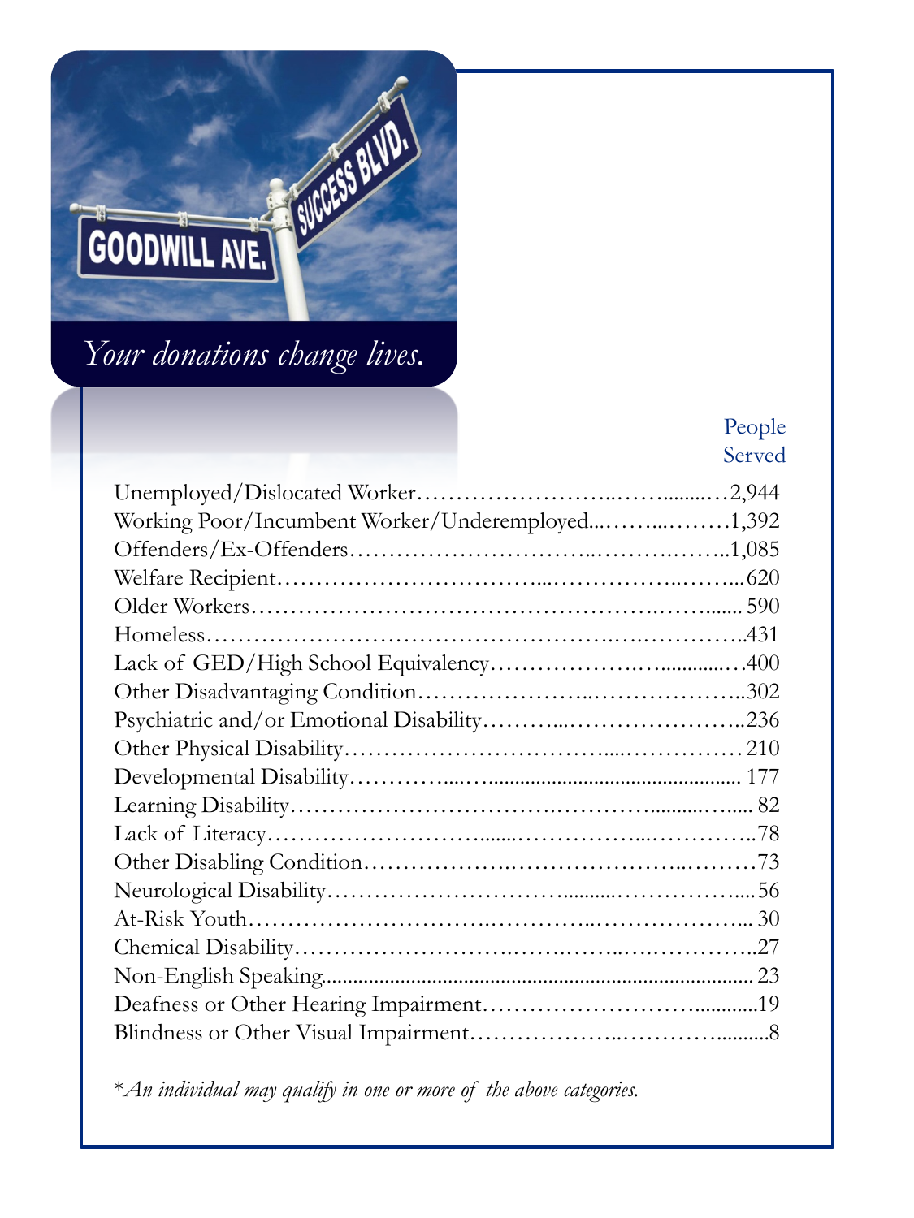*Your donations change lives.*

| | People Served |
|---|---|
| Unemployed/Dislocated Worker | 2,944 |
| Working Poor/Incumbent Worker/Underemployed | 1,392 |
| Offenders/Ex-Offenders | 1,085 |
| Welfare Recipient | 620 |
| Older Workers | 590 |
| Homeless | 431 |
| Lack of GED/High School Equivalency | 400 |
| Other Disadvantaging Condition | 302 |
| Psychiatric and/or Emotional Disability | 236 |
| Other Physical Disability | 210 |
| Developmental Disability | 177 |
| Learning Disability | 82 |
| Lack of Literacy | 78 |
| Other Disabling Condition | 73 |
| Neurological Disability | 56 |
| At-Risk Youth | 30 |
| Chemical Disability | 27 |
| Non-English Speaking | 23 |
| Deafness or Other Hearing Impairment | 19 |
| Blindness or Other Visual Impairment | 8 |

*An individual may qualify in one or more of the above categories.*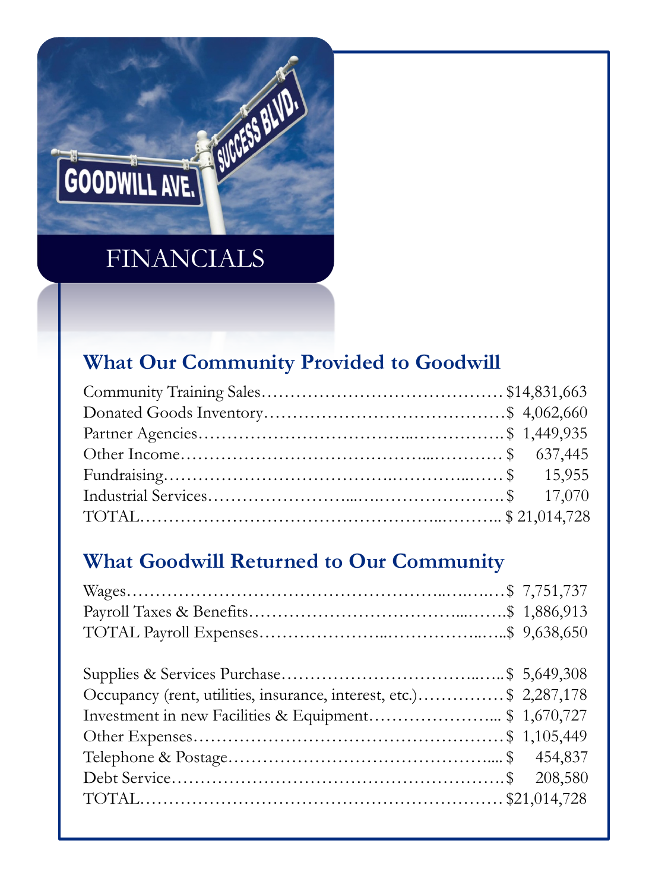# FINANCIALS

## What Our Community Provided to Goodwill

| Item | Amount |
| --- | --- |
| Community Training Sales | $14,831,663 |
| Donated Goods Inventory | $ 4,062,660 |
| Partner Agencies | $ 1,449,935 |
| Other Income | $ 637,445 |
| Fundraising | $ 15,955 |
| Industrial Services | $ 17,070 |
| TOTAL | $ 21,014,728 |

## What Goodwill Returned to Our Community

| Item | Amount |
| --- | --- |
| Wages | $ 7,751,737 |
| Payroll Taxes & Benefits | $ 1,886,913 |
| TOTAL Payroll Expenses | $ 9,638,650 |
| | |
| Supplies & Services Purchase | $ 5,649,308 |
| Occupancy (rent, utilities, insurance, interest, etc.) | $ 2,287,178 |
| Investment in new Facilities & Equipment | $ 1,670,727 |
| Other Expenses | $ 1,105,449 |
| Telephone & Postage | $ 454,837 |
| Debt Service | $ 208,580 |
| TOTAL | $21,014,728 |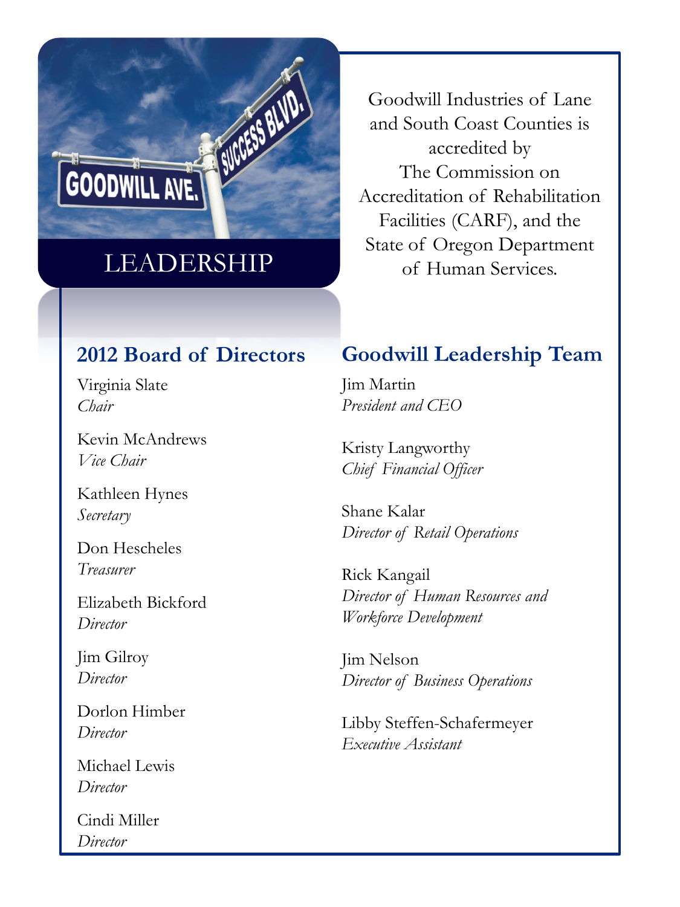# LEADERSHIP

Goodwill Industries of Lane and South Coast Counties is accredited by The Commission on Accreditation of Rehabilitation Facilities (CARF), and the State of Oregon Department of Human Services.

## 2012 Board of Directors

Virginia Slate
*Chair*

Kevin McAndrews
*Vice Chair*

Kathleen Hynes
*Secretary*

Don Hescheles
*Treasurer*

Elizabeth Bickford
*Director*

Jim Gilroy
*Director*

Dorlon Himber
*Director*

Michael Lewis
*Director*

Cindi Miller
*Director*

## Goodwill Leadership Team

Jim Martin
*President and CEO*

Kristy Langworthy
*Chief Financial Officer*

Shane Kalar
*Director of Retail Operations*

Rick Kangail
*Director of Human Resources and Workforce Development*

Jim Nelson
*Director of Business Operations*

Libby Steffen-Schafermeyer
*Executive Assistant*